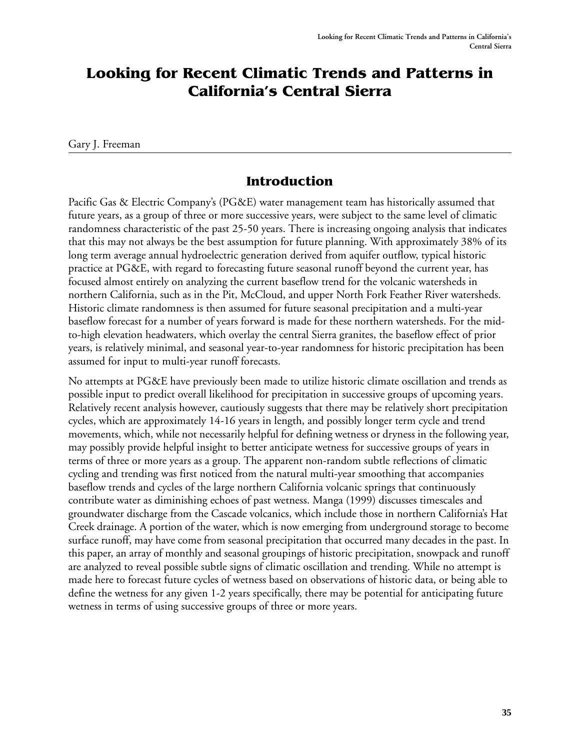# Looking for Recent Climatic Trends and Patterns in California's Central Sierra

Gary J. Freeman

## Introduction

Pacific Gas & Electric Company's (PG&E) water management team has historically assumed that future years, as a group of three or more successive years, were subject to the same level of climatic randomness characteristic of the past 25-50 years. There is increasing ongoing analysis that indicates that this may not always be the best assumption for future planning. With approximately 38% of its long term average annual hydroelectric generation derived from aquifer outflow, typical historic practice at PG&E, with regard to forecasting future seasonal runoff beyond the current year, has focused almost entirely on analyzing the current baseflow trend for the volcanic watersheds in northern California, such as in the Pit, McCloud, and upper North Fork Feather River watersheds. Historic climate randomness is then assumed for future seasonal precipitation and a multi-year baseflow forecast for a number of years forward is made for these northern watersheds. For the mid-to-high elevation headwaters, which overlay the central Sierra granites, the baseflow effect of prior years, is relatively minimal, and seasonal year-to-year randomness for historic precipitation has been assumed for input to multi-year runoff forecasts.

No attempts at PG&E have previously been made to utilize historic climate oscillation and trends as possible input to predict overall likelihood for precipitation in successive groups of upcoming years. Relatively recent analysis however, cautiously suggests that there may be relatively short precipitation cycles, which are approximately 14-16 years in length, and possibly longer term cycle and trend movements, which, while not necessarily helpful for defining wetness or dryness in the following year, may possibly provide helpful insight to better anticipate wetness for successive groups of years in terms of three or more years as a group. The apparent non-random subtle reflections of climatic cycling and trending was first noticed from the natural multi-year smoothing that accompanies baseflow trends and cycles of the large northern California volcanic springs that continuously contribute water as diminishing echoes of past wetness. Manga (1999) discusses timescales and groundwater discharge from the Cascade volcanics, which include those in northern California's Hat Creek drainage. A portion of the water, which is now emerging from underground storage to become surface runoff, may have come from seasonal precipitation that occurred many decades in the past. In this paper, an array of monthly and seasonal groupings of historic precipitation, snowpack and runoff are analyzed to reveal possible subtle signs of climatic oscillation and trending. While no attempt is made here to forecast future cycles of wetness based on observations of historic data, or being able to define the wetness for any given 1-2 years specifically, there may be potential for anticipating future wetness in terms of using successive groups of three or more years.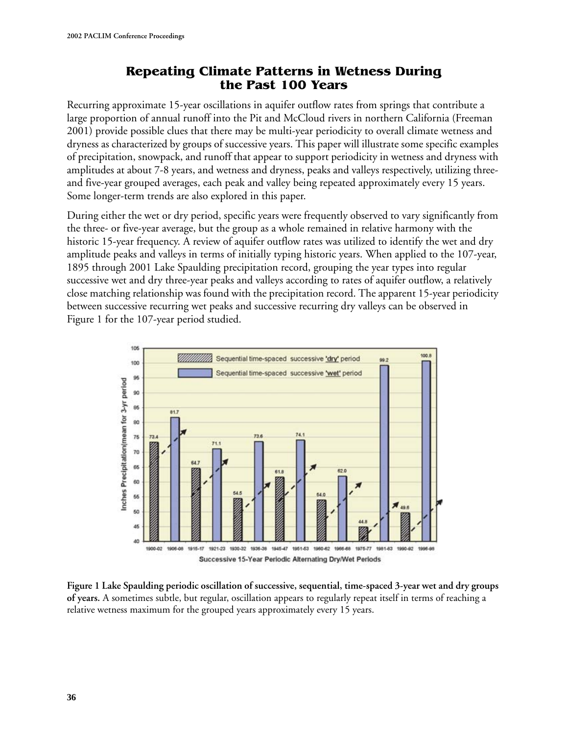# Repeating Climate Patterns in Wetness During the Past 100 Years

Recurring approximate 15-year oscillations in aquifer outflow rates from springs that contribute a large proportion of annual runoff into the Pit and McCloud rivers in northern California (Freeman 2001) provide possible clues that there may be multi-year periodicity to overall climate wetness and dryness as characterized by groups of successive years. This paper will illustrate some specific examples of precipitation, snowpack, and runoff that appear to support periodicity in wetness and dryness with amplitudes at about 7-8 years, and wetness and dryness, peaks and valleys respectively, utilizing three- and five-year grouped averages, each peak and valley being repeated approximately every 15 years. Some longer-term trends are also explored in this paper.

During either the wet or dry period, specific years were frequently observed to vary significantly from the three- or five-year average, but the group as a whole remained in relative harmony with the historic 15-year frequency. A review of aquifer outflow rates was utilized to identify the wet and dry amplitude peaks and valleys in terms of initially typing historic years. When applied to the 107-year, 1895 through 2001 Lake Spaulding precipitation record, grouping the year types into regular successive wet and dry three-year peaks and valleys according to rates of aquifer outflow, a relatively close matching relationship was found with the precipitation record. The apparent 15-year periodicity between successive recurring wet peaks and successive recurring dry valleys can be observed in Figure 1 for the 107-year period studied.

**Figure 1 Lake Spaulding periodic oscillation of successive, sequential, time-spaced 3-year wet and dry groups of years.** A sometimes subtle, but regular, oscillation appears to regularly repeat itself in terms of reaching a relative wetness maximum for the grouped years approximately every 15 years.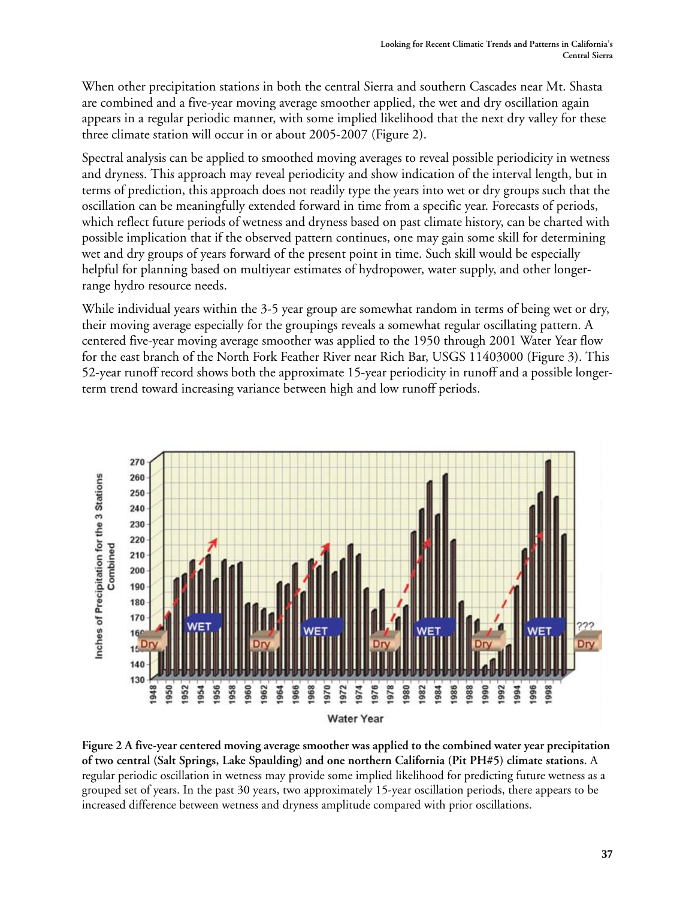When other precipitation stations in both the central Sierra and southern Cascades near Mt. Shasta are combined and a five-year moving average smoother applied, the wet and dry oscillation again appears in a regular periodic manner, with some implied likelihood that the next dry valley for these three climate station will occur in or about 2005-2007 (Figure 2).

Spectral analysis can be applied to smoothed moving averages to reveal possible periodicity in wetness and dryness. This approach may reveal periodicity and show indication of the interval length, but in terms of prediction, this approach does not readily type the years into wet or dry groups such that the oscillation can be meaningfully extended forward in time from a specific year. Forecasts of periods, which reflect future periods of wetness and dryness based on past climate history, can be charted with possible implication that if the observed pattern continues, one may gain some skill for determining wet and dry groups of years forward of the present point in time. Such skill would be especially helpful for planning based on multiyear estimates of hydropower, water supply, and other longer-range hydro resource needs.

While individual years within the 3-5 year group are somewhat random in terms of being wet or dry, their moving average especially for the groupings reveals a somewhat regular oscillating pattern. A centered five-year moving average smoother was applied to the 1950 through 2001 Water Year flow for the east branch of the North Fork Feather River near Rich Bar, USGS 11403000 (Figure 3). This 52-year runoff record shows both the approximate 15-year periodicity in runoff and a possible longer-term trend toward increasing variance between high and low runoff periods.

**Figure 2 A five-year centered moving average smoother was applied to the combined water year precipitation of two central (Salt Springs, Lake Spaulding) and one northern California (Pit PH#5) climate stations.** A regular periodic oscillation in wetness may provide some implied likelihood for predicting future wetness as a grouped set of years. In the past 30 years, two approximately 15-year oscillation periods, there appears to be increased difference between wetness and dryness amplitude compared with prior oscillations.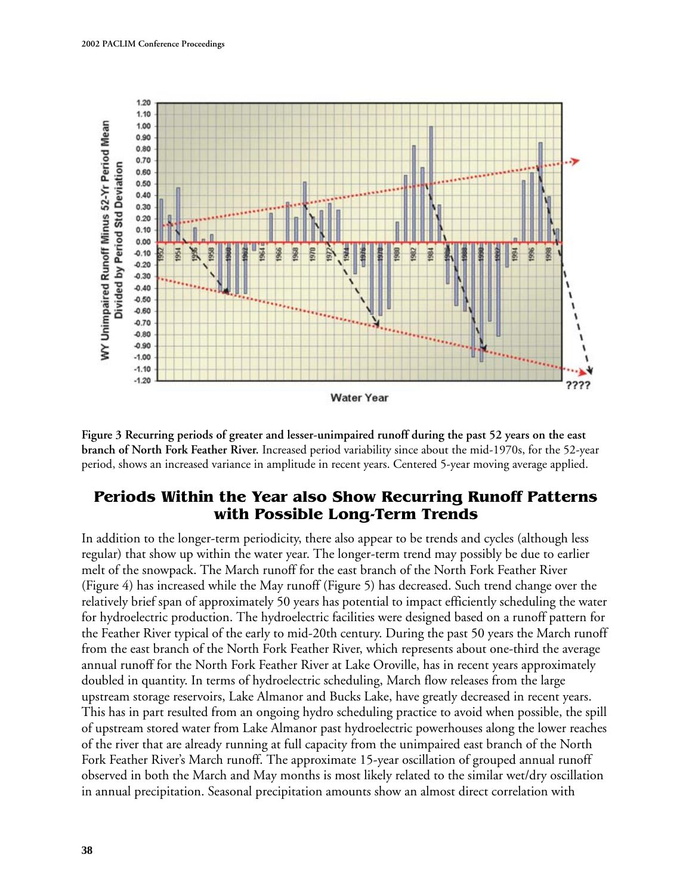**Figure 3 Recurring periods of greater and lesser-unimpaired runoff during the past 52 years on the east branch of North Fork Feather River.** Increased period variability since about the mid-1970s, for the 52-year period, shows an increased variance in amplitude in recent years. Centered 5-year moving average applied.

## Periods Within the Year also Show Recurring Runoff Patterns with Possible Long-Term Trends

In addition to the longer-term periodicity, there also appear to be trends and cycles (although less regular) that show up within the water year. The longer-term trend may possibly be due to earlier melt of the snowpack. The March runoff for the east branch of the North Fork Feather River (Figure 4) has increased while the May runoff (Figure 5) has decreased. Such trend change over the relatively brief span of approximately 50 years has potential to impact efficiently scheduling the water for hydroelectric production. The hydroelectric facilities were designed based on a runoff pattern for the Feather River typical of the early to mid-20th century. During the past 50 years the March runoff from the east branch of the North Fork Feather River, which represents about one-third the average annual runoff for the North Fork Feather River at Lake Oroville, has in recent years approximately doubled in quantity. In terms of hydroelectric scheduling, March flow releases from the large upstream storage reservoirs, Lake Almanor and Bucks Lake, have greatly decreased in recent years. This has in part resulted from an ongoing hydro scheduling practice to avoid when possible, the spill of upstream stored water from Lake Almanor past hydroelectric powerhouses along the lower reaches of the river that are already running at full capacity from the unimpaired east branch of the North Fork Feather River's March runoff. The approximate 15-year oscillation of grouped annual runoff observed in both the March and May months is most likely related to the similar wet/dry oscillation in annual precipitation. Seasonal precipitation amounts show an almost direct correlation with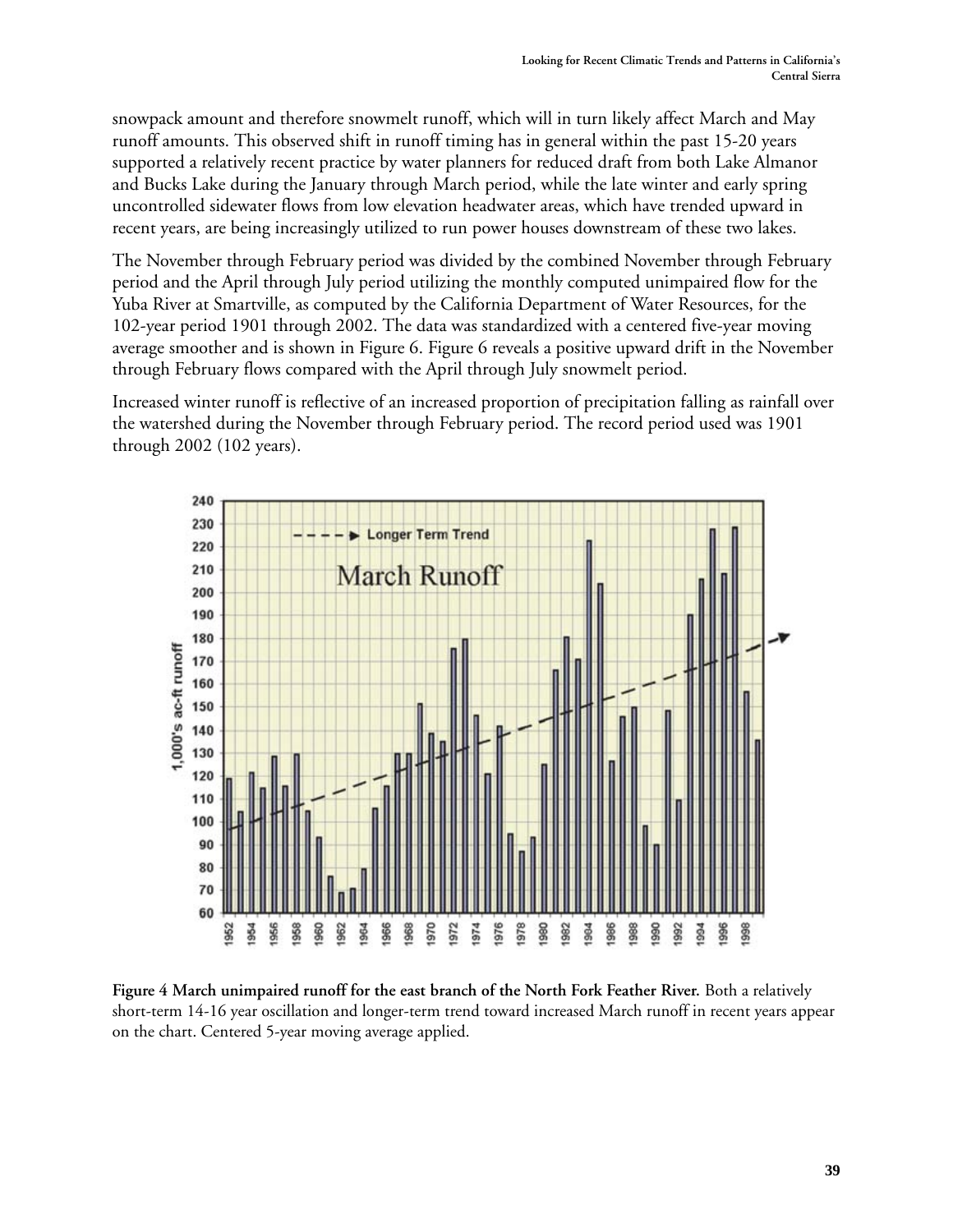snowpack amount and therefore snowmelt runoff, which will in turn likely affect March and May runoff amounts. This observed shift in runoff timing has in general within the past 15-20 years supported a relatively recent practice by water planners for reduced draft from both Lake Almanor and Bucks Lake during the January through March period, while the late winter and early spring uncontrolled sidewater flows from low elevation headwater areas, which have trended upward in recent years, are being increasingly utilized to run power houses downstream of these two lakes.

The November through February period was divided by the combined November through February period and the April through July period utilizing the monthly computed unimpaired flow for the Yuba River at Smartville, as computed by the California Department of Water Resources, for the 102-year period 1901 through 2002. The data was standardized with a centered five-year moving average smoother and is shown in Figure 6. Figure 6 reveals a positive upward drift in the November through February flows compared with the April through July snowmelt period.

Increased winter runoff is reflective of an increased proportion of precipitation falling as rainfall over the watershed during the November through February period. The record period used was 1901 through 2002 (102 years).

**Figure 4 March unimpaired runoff for the east branch of the North Fork Feather River.** Both a relatively short-term 14-16 year oscillation and longer-term trend toward increased March runoff in recent years appear on the chart. Centered 5-year moving average applied.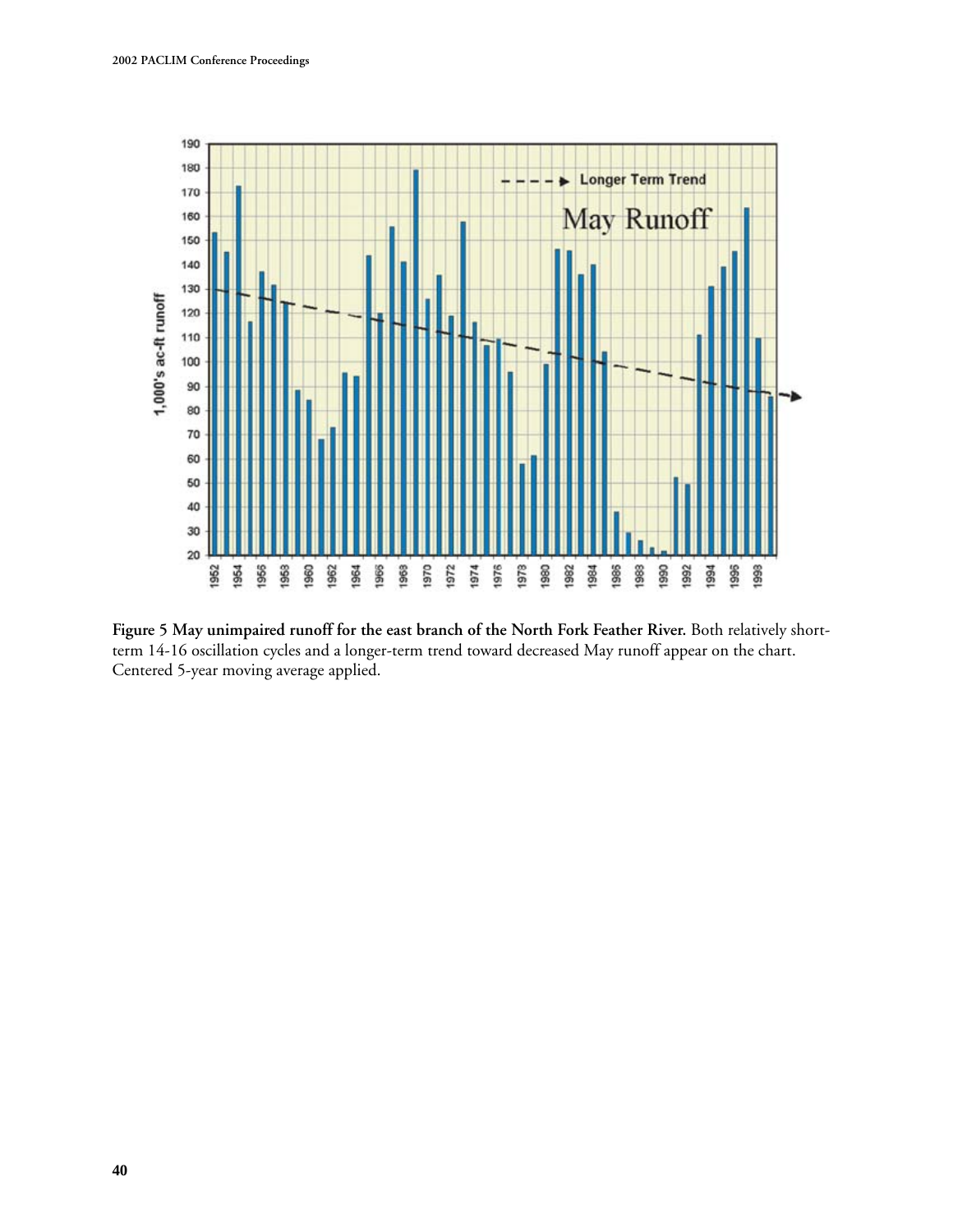**Figure 5 May unimpaired runoff for the east branch of the North Fork Feather River.** Both relatively short-term 14-16 oscillation cycles and a longer-term trend toward decreased May runoff appear on the chart. Centered 5-year moving average applied.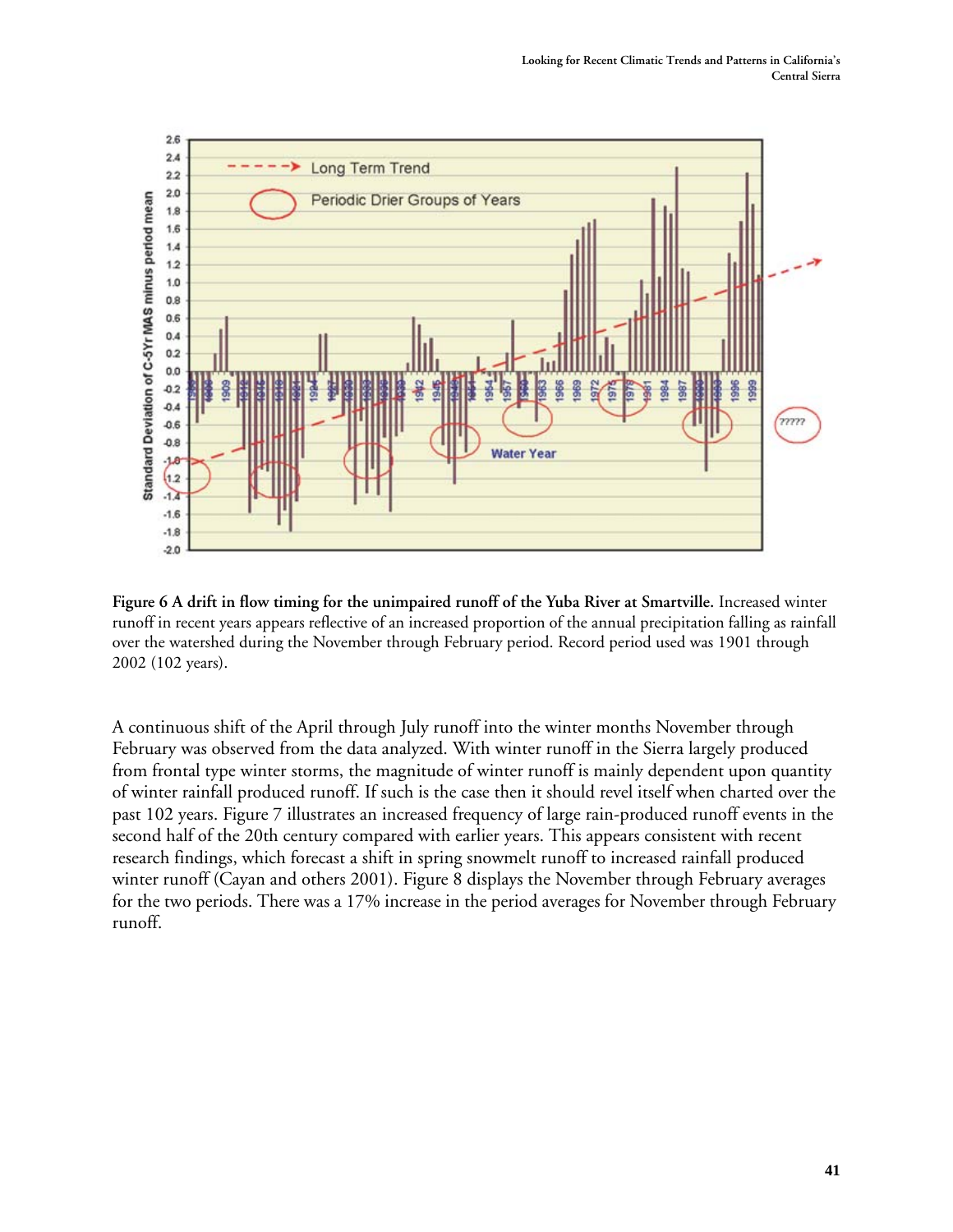**Figure 6 A drift in flow timing for the unimpaired runoff of the Yuba River at Smartville.** Increased winter runoff in recent years appears reflective of an increased proportion of the annual precipitation falling as rainfall over the watershed during the November through February period. Record period used was 1901 through 2002 (102 years).

A continuous shift of the April through July runoff into the winter months November through February was observed from the data analyzed. With winter runoff in the Sierra largely produced from frontal type winter storms, the magnitude of winter runoff is mainly dependent upon quantity of winter rainfall produced runoff. If such is the case then it should revel itself when charted over the past 102 years. Figure 7 illustrates an increased frequency of large rain-produced runoff events in the second half of the 20th century compared with earlier years. This appears consistent with recent research findings, which forecast a shift in spring snowmelt runoff to increased rainfall produced winter runoff (Cayan and others 2001). Figure 8 displays the November through February averages for the two periods. There was a 17% increase in the period averages for November through February runoff.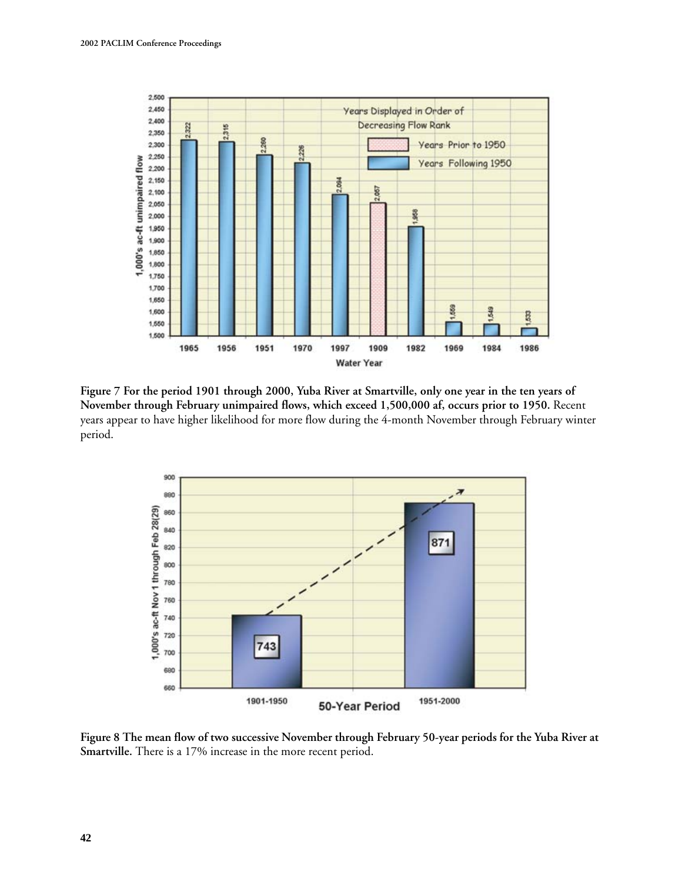**Figure 7 For the period 1901 through 2000, Yuba River at Smartville, only one year in the ten years of November through February unimpaired flows, which exceed 1,500,000 af, occurs prior to 1950.** Recent years appear to have higher likelihood for more flow during the 4-month November through February winter period.

**Figure 8 The mean flow of two successive November through February 50-year periods for the Yuba River at Smartville.** There is a 17% increase in the more recent period.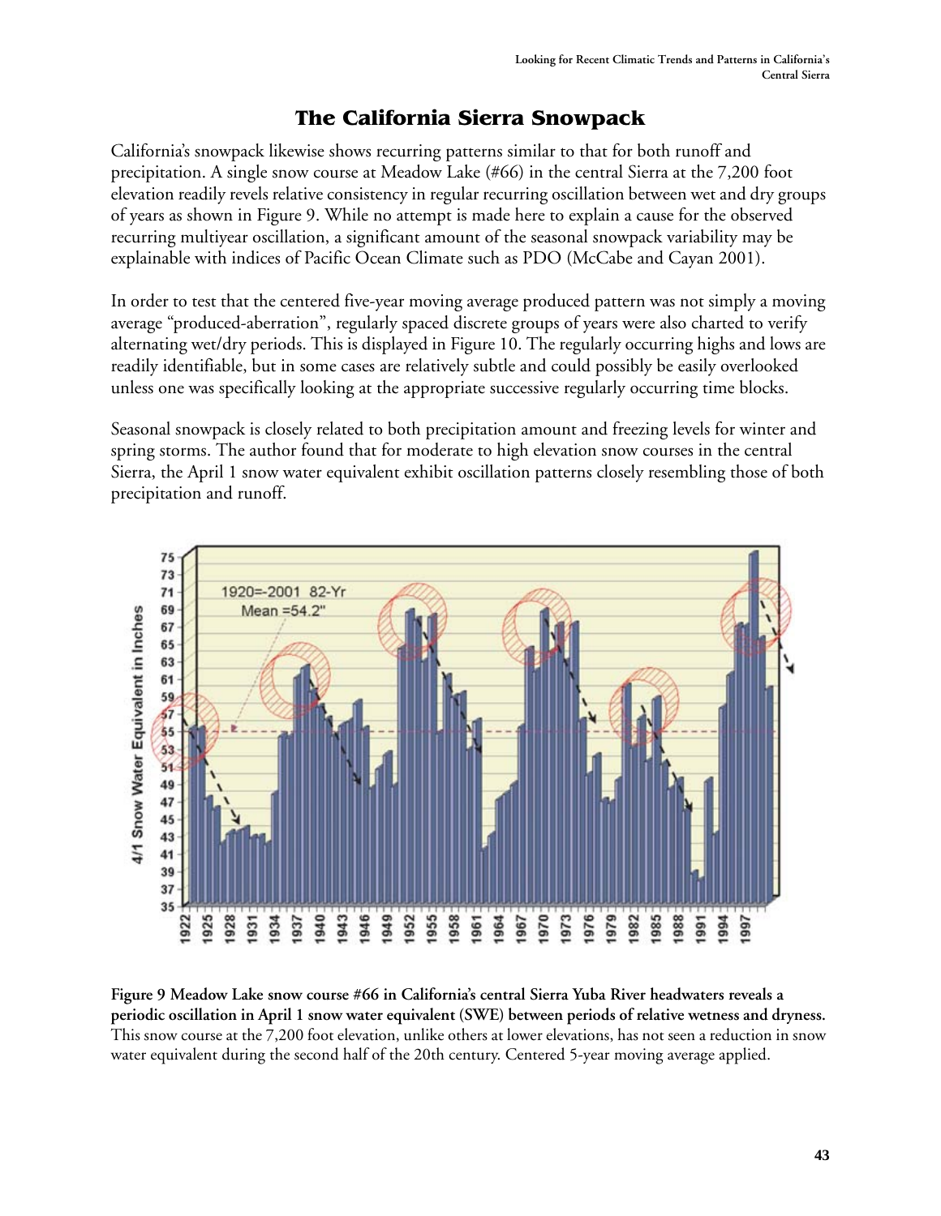# The California Sierra Snowpack

California's snowpack likewise shows recurring patterns similar to that for both runoff and precipitation. A single snow course at Meadow Lake (#66) in the central Sierra at the 7,200 foot elevation readily revels relative consistency in regular recurring oscillation between wet and dry groups of years as shown in Figure 9. While no attempt is made here to explain a cause for the observed recurring multiyear oscillation, a significant amount of the seasonal snowpack variability may be explainable with indices of Pacific Ocean Climate such as PDO (McCabe and Cayan 2001).

In order to test that the centered five-year moving average produced pattern was not simply a moving average "produced-aberration", regularly spaced discrete groups of years were also charted to verify alternating wet/dry periods. This is displayed in Figure 10. The regularly occurring highs and lows are readily identifiable, but in some cases are relatively subtle and could possibly be easily overlooked unless one was specifically looking at the appropriate successive regularly occurring time blocks.

Seasonal snowpack is closely related to both precipitation amount and freezing levels for winter and spring storms. The author found that for moderate to high elevation snow courses in the central Sierra, the April 1 snow water equivalent exhibit oscillation patterns closely resembling those of both precipitation and runoff.

**Figure 9 Meadow Lake snow course #66 in California's central Sierra Yuba River headwaters reveals a periodic oscillation in April 1 snow water equivalent (SWE) between periods of relative wetness and dryness.** This snow course at the 7,200 foot elevation, unlike others at lower elevations, has not seen a reduction in snow water equivalent during the second half of the 20th century. Centered 5-year moving average applied.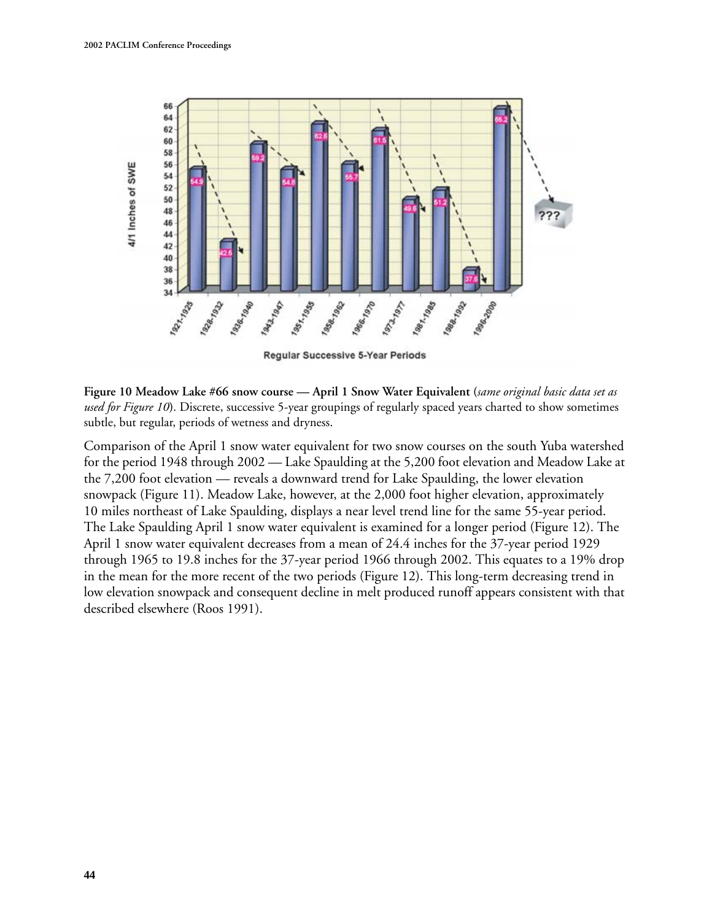**Figure 10 Meadow Lake #66 snow course — April 1 Snow Water Equivalent** (*same original basic data set as used for Figure 10*). Discrete, successive 5-year groupings of regularly spaced years charted to show sometimes subtle, but regular, periods of wetness and dryness.

Comparison of the April 1 snow water equivalent for two snow courses on the south Yuba watershed for the period 1948 through 2002 — Lake Spaulding at the 5,200 foot elevation and Meadow Lake at the 7,200 foot elevation — reveals a downward trend for Lake Spaulding, the lower elevation snowpack (Figure 11). Meadow Lake, however, at the 2,000 foot higher elevation, approximately 10 miles northeast of Lake Spaulding, displays a near level trend line for the same 55-year period. The Lake Spaulding April 1 snow water equivalent is examined for a longer period (Figure 12). The April 1 snow water equivalent decreases from a mean of 24.4 inches for the 37-year period 1929 through 1965 to 19.8 inches for the 37-year period 1966 through 2002. This equates to a 19% drop in the mean for the more recent of the two periods (Figure 12). This long-term decreasing trend in low elevation snowpack and consequent decline in melt produced runoff appears consistent with that described elsewhere (Roos 1991).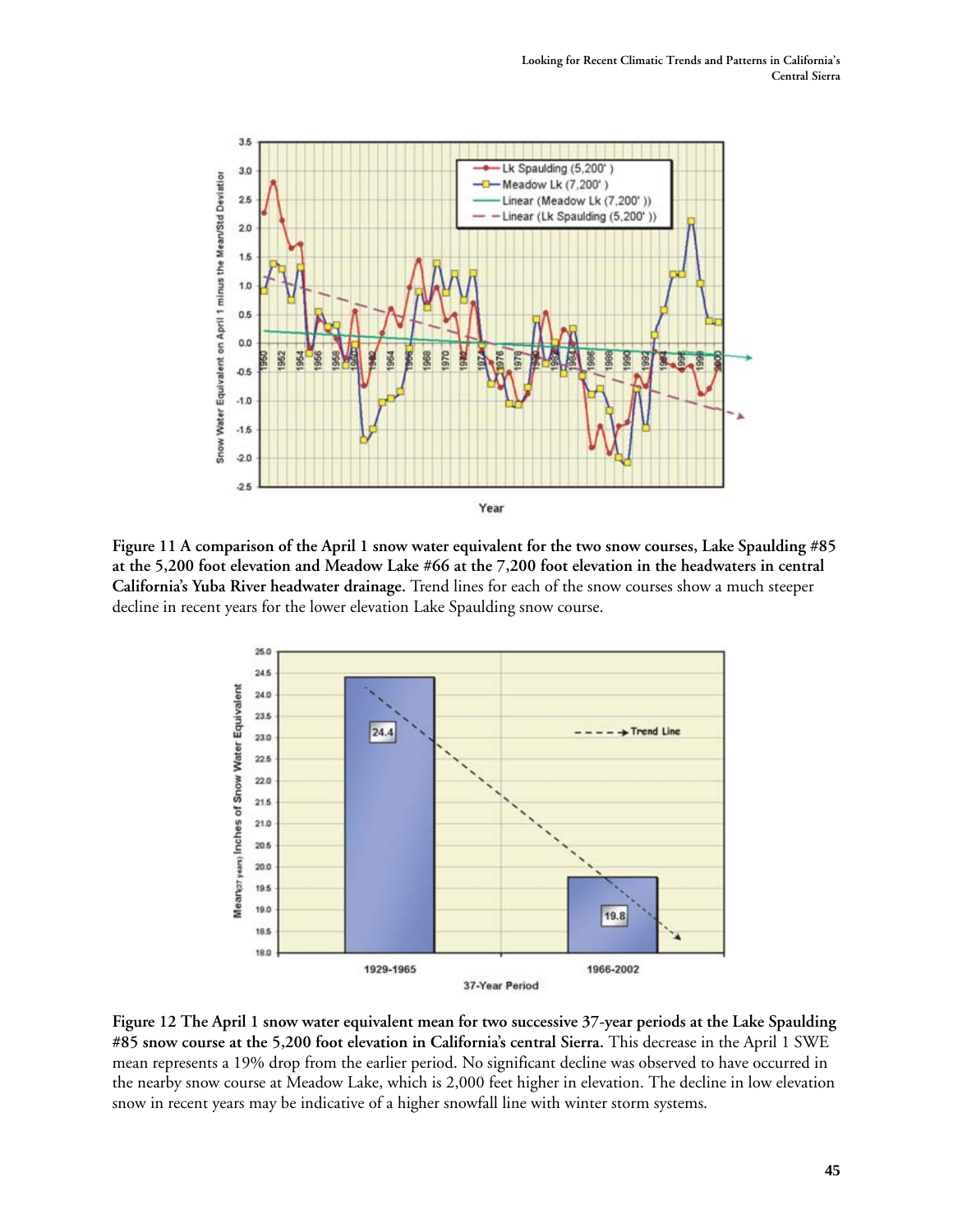**Figure 11 A comparison of the April 1 snow water equivalent for the two snow courses, Lake Spaulding #85 at the 5,200 foot elevation and Meadow Lake #66 at the 7,200 foot elevation in the headwaters in central California's Yuba River headwater drainage.** Trend lines for each of the snow courses show a much steeper decline in recent years for the lower elevation Lake Spaulding snow course.

**Figure 12 The April 1 snow water equivalent mean for two successive 37-year periods at the Lake Spaulding #85 snow course at the 5,200 foot elevation in California's central Sierra.** This decrease in the April 1 SWE mean represents a 19% drop from the earlier period. No significant decline was observed to have occurred in the nearby snow course at Meadow Lake, which is 2,000 feet higher in elevation. The decline in low elevation snow in recent years may be indicative of a higher snowfall line with winter storm systems.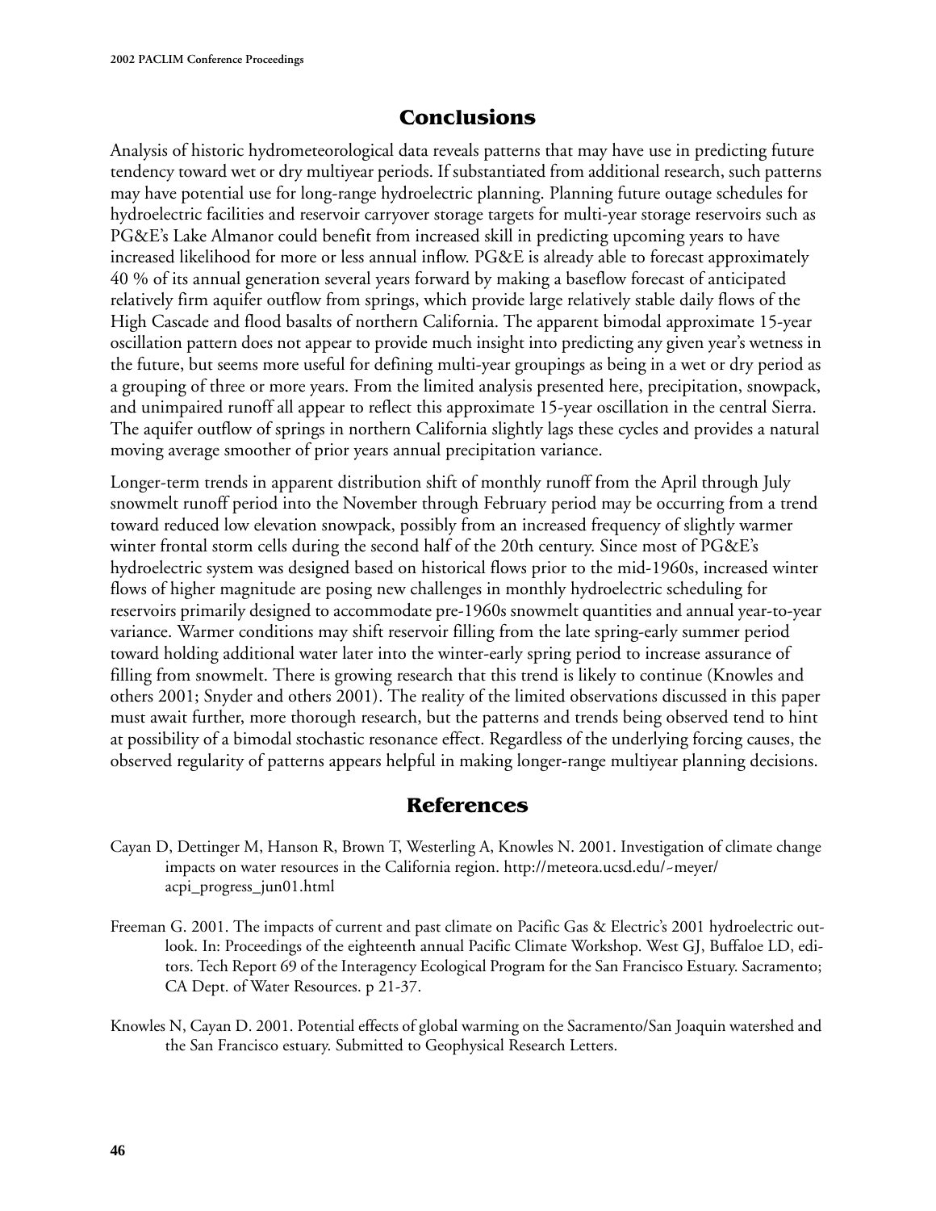## Conclusions

Analysis of historic hydrometeorological data reveals patterns that may have use in predicting future tendency toward wet or dry multiyear periods. If substantiated from additional research, such patterns may have potential use for long-range hydroelectric planning. Planning future outage schedules for hydroelectric facilities and reservoir carryover storage targets for multi-year storage reservoirs such as PG&E's Lake Almanor could benefit from increased skill in predicting upcoming years to have increased likelihood for more or less annual inflow. PG&E is already able to forecast approximately 40 % of its annual generation several years forward by making a baseflow forecast of anticipated relatively firm aquifer outflow from springs, which provide large relatively stable daily flows of the High Cascade and flood basalts of northern California. The apparent bimodal approximate 15-year oscillation pattern does not appear to provide much insight into predicting any given year's wetness in the future, but seems more useful for defining multi-year groupings as being in a wet or dry period as a grouping of three or more years. From the limited analysis presented here, precipitation, snowpack, and unimpaired runoff all appear to reflect this approximate 15-year oscillation in the central Sierra. The aquifer outflow of springs in northern California slightly lags these cycles and provides a natural moving average smoother of prior years annual precipitation variance.

Longer-term trends in apparent distribution shift of monthly runoff from the April through July snowmelt runoff period into the November through February period may be occurring from a trend toward reduced low elevation snowpack, possibly from an increased frequency of slightly warmer winter frontal storm cells during the second half of the 20th century. Since most of PG&E's hydroelectric system was designed based on historical flows prior to the mid-1960s, increased winter flows of higher magnitude are posing new challenges in monthly hydroelectric scheduling for reservoirs primarily designed to accommodate pre-1960s snowmelt quantities and annual year-to-year variance. Warmer conditions may shift reservoir filling from the late spring-early summer period toward holding additional water later into the winter-early spring period to increase assurance of filling from snowmelt. There is growing research that this trend is likely to continue (Knowles and others 2001; Snyder and others 2001). The reality of the limited observations discussed in this paper must await further, more thorough research, but the patterns and trends being observed tend to hint at possibility of a bimodal stochastic resonance effect. Regardless of the underlying forcing causes, the observed regularity of patterns appears helpful in making longer-range multiyear planning decisions.

## References

Cayan D, Dettinger M, Hanson R, Brown T, Westerling A, Knowles N. 2001. Investigation of climate change impacts on water resources in the California region. http://meteora.ucsd.edu/~meyer/acpi_progress_jun01.html

Freeman G. 2001. The impacts of current and past climate on Pacific Gas & Electric's 2001 hydroelectric outlook. In: Proceedings of the eighteenth annual Pacific Climate Workshop. West GJ, Buffaloe LD, editors. Tech Report 69 of the Interagency Ecological Program for the San Francisco Estuary. Sacramento; CA Dept. of Water Resources. p 21-37.

Knowles N, Cayan D. 2001. Potential effects of global warming on the Sacramento/San Joaquin watershed and the San Francisco estuary. Submitted to Geophysical Research Letters.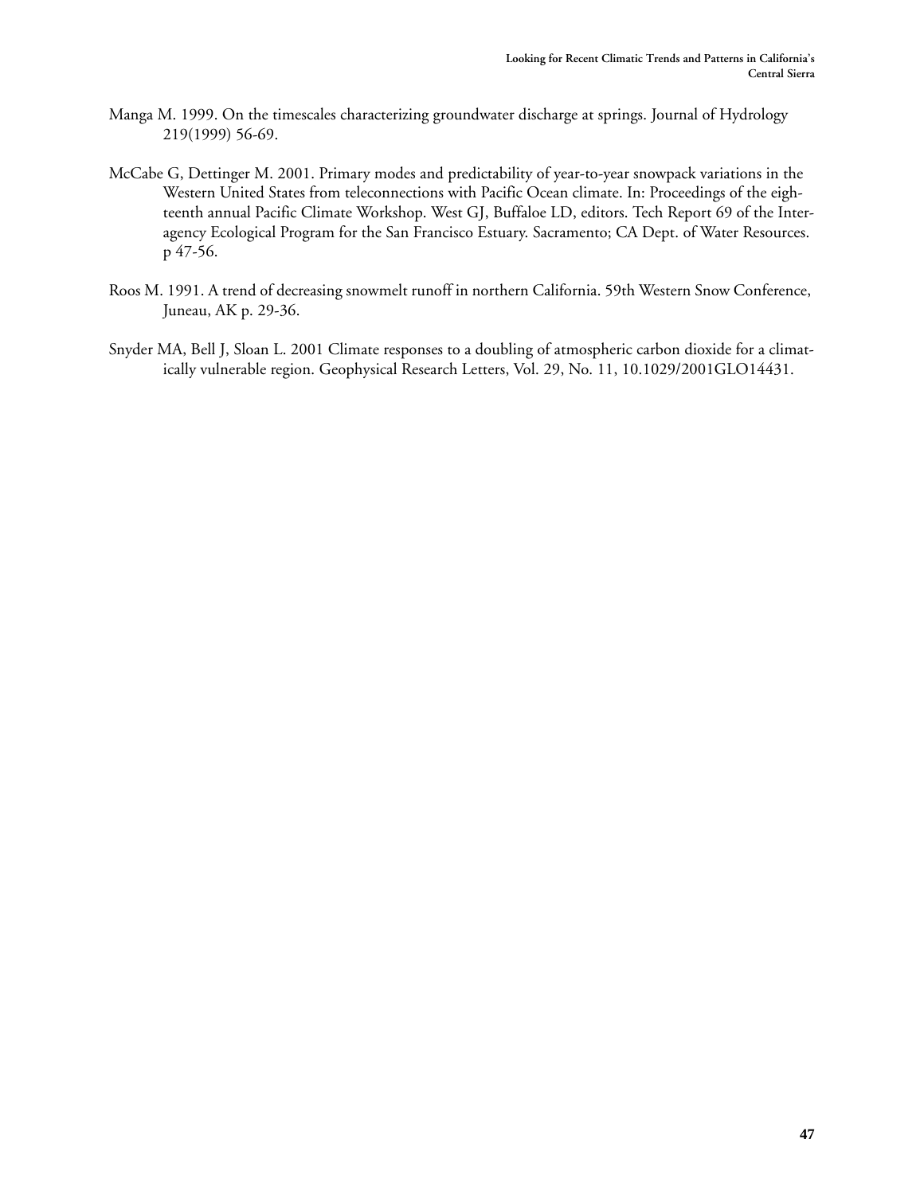Manga M. 1999. On the timescales characterizing groundwater discharge at springs. Journal of Hydrology 219(1999) 56-69.

McCabe G, Dettinger M. 2001. Primary modes and predictability of year-to-year snowpack variations in the Western United States from teleconnections with Pacific Ocean climate. In: Proceedings of the eighteenth annual Pacific Climate Workshop. West GJ, Buffaloe LD, editors. Tech Report 69 of the Interagency Ecological Program for the San Francisco Estuary. Sacramento; CA Dept. of Water Resources. p 47-56.

Roos M. 1991. A trend of decreasing snowmelt runoff in northern California. 59th Western Snow Conference, Juneau, AK p. 29-36.

Snyder MA, Bell J, Sloan L. 2001 Climate responses to a doubling of atmospheric carbon dioxide for a climatically vulnerable region. Geophysical Research Letters, Vol. 29, No. 11, 10.1029/2001GLO14431.